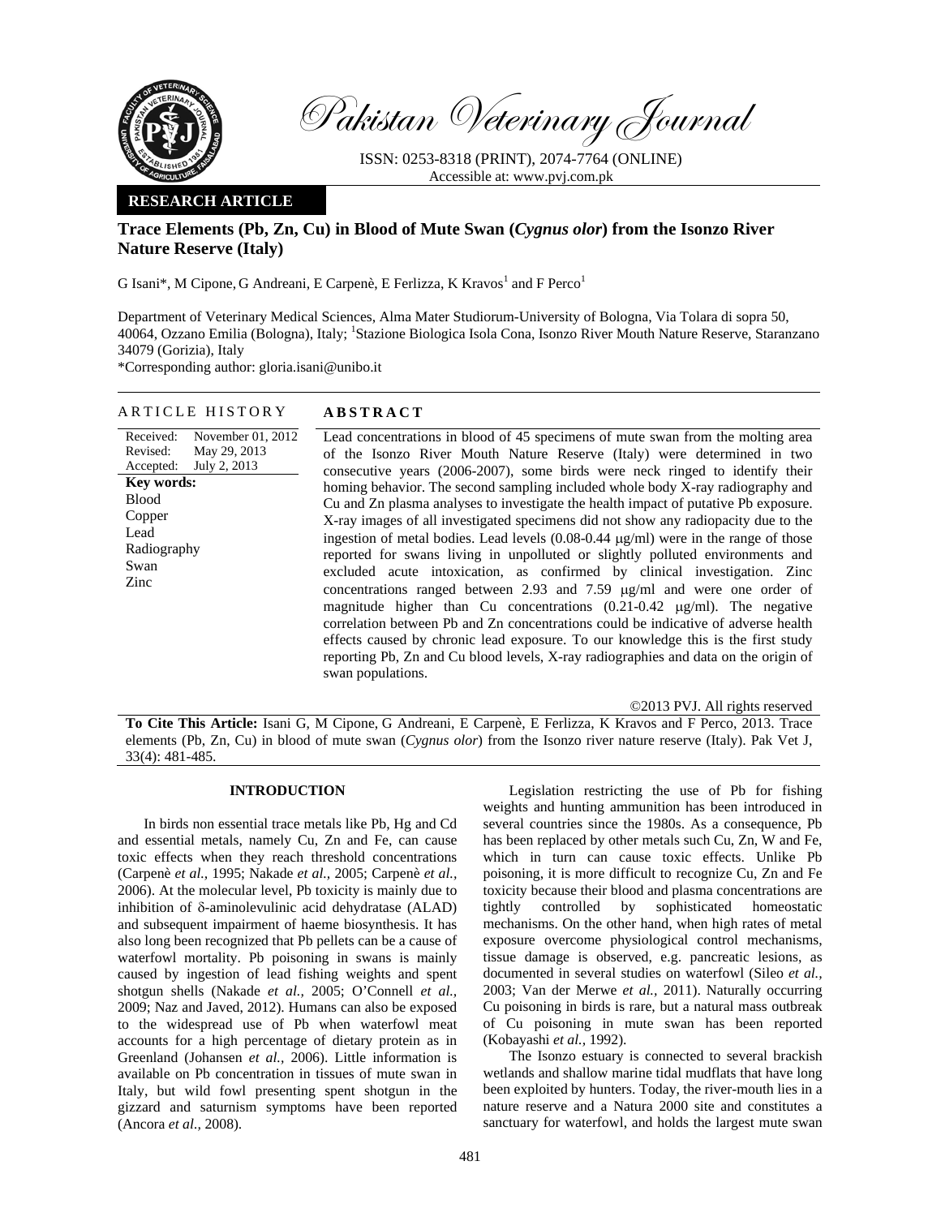Pakistan Veterinary Journal

ISSN: 0253-8318 (PRINT), 2074-7764 (ONLINE)
Accessible at: www.pvj.com.pk

**RESEARCH ARTICLE**

# Trace Elements (Pb, Zn, Cu) in Blood of Mute Swan (*Cygnus olor*) from the Isonzo River Nature Reserve (Italy)

G Isani*, M Cipone, G Andreani, E Carpenè, E Ferlizza, K Kravos[1] and F Perco[1]

Department of Veterinary Medical Sciences, Alma Mater Studiorum-University of Bologna, Via Tolara di sopra 50, 40064, Ozzano Emilia (Bologna), Italy; [1]Stazione Biologica Isola Cona, Isonzo River Mouth Nature Reserve, Staranzano 34079 (Gorizia), Italy

*Corresponding author: gloria.isani@unibo.it

## ARTICLE HISTORY

Received: November 01, 2012
Revised: May 29, 2013
Accepted: July 2, 2013

**Key words:**
Blood
Copper
Lead
Radiography
Swan
Zinc

## ABSTRACT

Lead concentrations in blood of 45 specimens of mute swan from the molting area of the Isonzo River Mouth Nature Reserve (Italy) were determined in two consecutive years (2006-2007), some birds were neck ringed to identify their homing behavior. The second sampling included whole body X-ray radiography and Cu and Zn plasma analyses to investigate the health impact of putative Pb exposure. X-ray images of all investigated specimens did not show any radiopacity due to the ingestion of metal bodies. Lead levels (0.08-0.44 μg/ml) were in the range of those reported for swans living in unpolluted or slightly polluted environments and excluded acute intoxication, as confirmed by clinical investigation. Zinc concentrations ranged between 2.93 and 7.59 μg/ml and were one order of magnitude higher than Cu concentrations (0.21-0.42 μg/ml). The negative correlation between Pb and Zn concentrations could be indicative of adverse health effects caused by chronic lead exposure. To our knowledge this is the first study reporting Pb, Zn and Cu blood levels, X-ray radiographies and data on the origin of swan populations.

©2013 PVJ. All rights reserved

**To Cite This Article:** Isani G, M Cipone, G Andreani, E Carpenè, E Ferlizza, K Kravos and F Perco, 2013. Trace elements (Pb, Zn, Cu) in blood of mute swan (*Cygnus olor*) from the Isonzo river nature reserve (Italy). Pak Vet J, 33(4): 481-485.

## INTRODUCTION

In birds non essential trace metals like Pb, Hg and Cd and essential metals, namely Cu, Zn and Fe, can cause toxic effects when they reach threshold concentrations (Carpenè *et al.,* 1995; Nakade *et al.,* 2005; Carpenè *et al.,* 2006). At the molecular level, Pb toxicity is mainly due to inhibition of δ-aminolevulinic acid dehydratase (ALAD) and subsequent impairment of haeme biosynthesis. It has also long been recognized that Pb pellets can be a cause of waterfowl mortality. Pb poisoning in swans is mainly caused by ingestion of lead fishing weights and spent shotgun shells (Nakade *et al.,* 2005; O'Connell *et al.,* 2009; Naz and Javed, 2012). Humans can also be exposed to the widespread use of Pb when waterfowl meat accounts for a high percentage of dietary protein as in Greenland (Johansen *et al.,* 2006). Little information is available on Pb concentration in tissues of mute swan in Italy, but wild fowl presenting spent shotgun in the gizzard and saturnism symptoms have been reported (Ancora *et al.,* 2008).

Legislation restricting the use of Pb for fishing weights and hunting ammunition has been introduced in several countries since the 1980s. As a consequence, Pb has been replaced by other metals such Cu, Zn, W and Fe, which in turn can cause toxic effects. Unlike Pb poisoning, it is more difficult to recognize Cu, Zn and Fe toxicity because their blood and plasma concentrations are tightly controlled by sophisticated homeostatic mechanisms. On the other hand, when high rates of metal exposure overcome physiological control mechanisms, tissue damage is observed, e.g. pancreatic lesions, as documented in several studies on waterfowl (Sileo *et al.,* 2003; Van der Merwe *et al.,* 2011). Naturally occurring Cu poisoning in birds is rare, but a natural mass outbreak of Cu poisoning in mute swan has been reported (Kobayashi *et al.,* 1992).

The Isonzo estuary is connected to several brackish wetlands and shallow marine tidal mudflats that have long been exploited by hunters. Today, the river-mouth lies in a nature reserve and a Natura 2000 site and constitutes a sanctuary for waterfowl, and holds the largest mute swan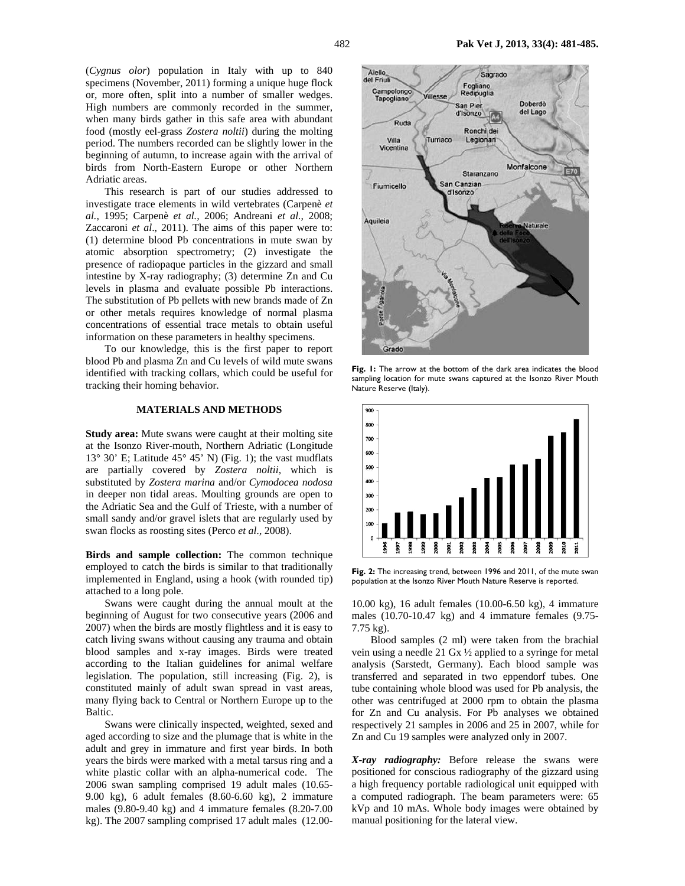(*Cygnus olor*) population in Italy with up to 840 specimens (November, 2011) forming a unique huge flock or, more often, split into a number of smaller wedges. High numbers are commonly recorded in the summer, when many birds gather in this safe area with abundant food (mostly eel-grass *Zostera noltii*) during the molting period. The numbers recorded can be slightly lower in the beginning of autumn, to increase again with the arrival of birds from North-Eastern Europe or other Northern Adriatic areas.

This research is part of our studies addressed to investigate trace elements in wild vertebrates (Carpenè *et al.,* 1995; Carpenè *et al.,* 2006; Andreani *et al.,* 2008; Zaccaroni *et al*., 2011). The aims of this paper were to: (1) determine blood Pb concentrations in mute swan by atomic absorption spectrometry; (2) investigate the presence of radiopaque particles in the gizzard and small intestine by X-ray radiography; (3) determine Zn and Cu levels in plasma and evaluate possible Pb interactions. The substitution of Pb pellets with new brands made of Zn or other metals requires knowledge of normal plasma concentrations of essential trace metals to obtain useful information on these parameters in healthy specimens.

To our knowledge, this is the first paper to report blood Pb and plasma Zn and Cu levels of wild mute swans identified with tracking collars, which could be useful for tracking their homing behavior.

## MATERIALS AND METHODS

**Study area:** Mute swans were caught at their molting site at the Isonzo River-mouth, Northern Adriatic (Longitude 13° 30' E; Latitude 45° 45' N) (Fig. 1); the vast mudflats are partially covered by *Zostera noltii*, which is substituted by *Zostera marina* and/or *Cymodocea nodosa* in deeper non tidal areas. Moulting grounds are open to the Adriatic Sea and the Gulf of Trieste, with a number of small sandy and/or gravel islets that are regularly used by swan flocks as roosting sites (Perco *et al.,* 2008).

**Birds and sample collection:** The common technique employed to catch the birds is similar to that traditionally implemented in England, using a hook (with rounded tip) attached to a long pole.

Swans were caught during the annual moult at the beginning of August for two consecutive years (2006 and 2007) when the birds are mostly flightless and it is easy to catch living swans without causing any trauma and obtain blood samples and x-ray images. Birds were treated according to the Italian guidelines for animal welfare legislation. The population, still increasing (Fig. 2), is constituted mainly of adult swan spread in vast areas, many flying back to Central or Northern Europe up to the Baltic.

Swans were clinically inspected, weighted, sexed and aged according to size and the plumage that is white in the adult and grey in immature and first year birds. In both years the birds were marked with a metal tarsus ring and a white plastic collar with an alpha-numerical code. The 2006 swan sampling comprised 19 adult males (10.65-9.00 kg), 6 adult females (8.60-6.60 kg), 2 immature males (9.80-9.40 kg) and 4 immature females (8.20-7.00 kg). The 2007 sampling comprised 17 adult males (12.00-10.00 kg), 16 adult females (10.00-6.50 kg), 4 immature males (10.70-10.47 kg) and 4 immature females (9.75-7.75 kg).

**Fig. 1:** The arrow at the bottom of the dark area indicates the blood sampling location for mute swans captured at the Isonzo River Mouth Nature Reserve (Italy).

**Fig. 2:** The increasing trend, between 1996 and 2011, of the mute swan population at the Isonzo River Mouth Nature Reserve is reported.

Blood samples (2 ml) were taken from the brachial vein using a needle 21 Gx ½ applied to a syringe for metal analysis (Sarstedt, Germany). Each blood sample was transferred and separated in two eppendorf tubes. One tube containing whole blood was used for Pb analysis, the other was centrifuged at 2000 rpm to obtain the plasma for Zn and Cu analysis. For Pb analyses we obtained respectively 21 samples in 2006 and 25 in 2007, while for Zn and Cu 19 samples were analyzed only in 2007.

***X-ray radiography:*** Before release the swans were positioned for conscious radiography of the gizzard using a high frequency portable radiological unit equipped with a computed radiograph. The beam parameters were: 65 kVp and 10 mAs. Whole body images were obtained by manual positioning for the lateral view.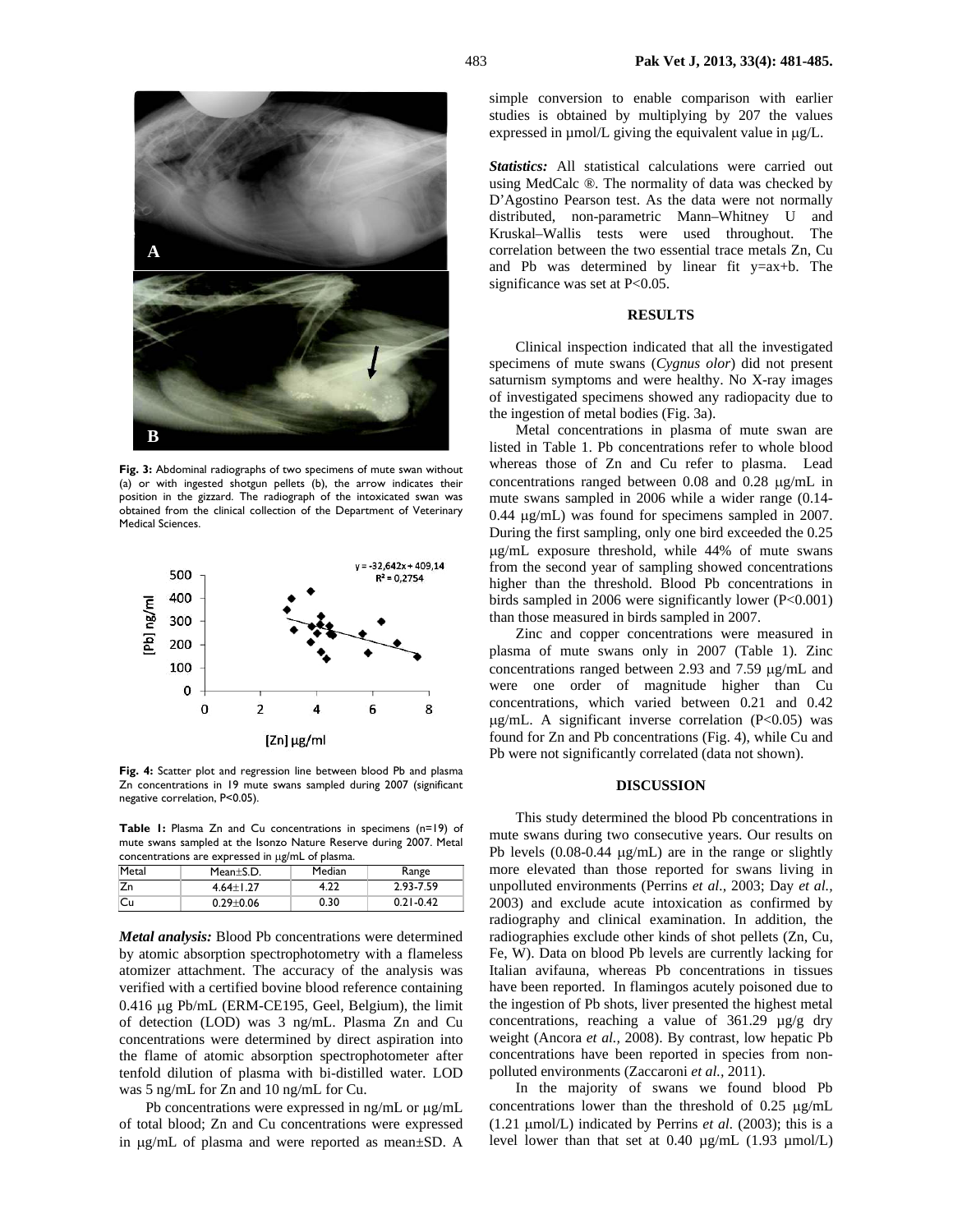Fig. 3: Abdominal radiographs of two specimens of mute swan without (a) or with ingested shotgun pellets (b), the arrow indicates their position in the gizzard. The radiograph of the intoxicated swan was obtained from the clinical collection of the Department of Veterinary Medical Sciences.

Fig. 4: Scatter plot and regression line between blood Pb and plasma Zn concentrations in 19 mute swans sampled during 2007 (significant negative correlation, P<0.05).

**Table 1:** Plasma Zn and Cu concentrations in specimens (n=19) of mute swans sampled at the Isonzo Nature Reserve during 2007. Metal concentrations are expressed in μg/mL of plasma.

| Metal | Mean±S.D. | Median | Range |
|---|---|---|---|
| Zn | 4.64±1.27 | 4.22 | 2.93-7.59 |
| Cu | 0.29±0.06 | 0.30 | 0.21-0.42 |

***Metal analysis:*** Blood Pb concentrations were determined by atomic absorption spectrophotometry with a flameless atomizer attachment. The accuracy of the analysis was verified with a certified bovine blood reference containing 0.416 μg Pb/mL (ERM-CE195, Geel, Belgium), the limit of detection (LOD) was 3 ng/mL. Plasma Zn and Cu concentrations were determined by direct aspiration into the flame of atomic absorption spectrophotometer after tenfold dilution of plasma with bi-distilled water. LOD was 5 ng/mL for Zn and 10 ng/mL for Cu.

Pb concentrations were expressed in ng/mL or μg/mL of total blood; Zn and Cu concentrations were expressed in μg/mL of plasma and were reported as mean±SD. A simple conversion to enable comparison with earlier studies is obtained by multiplying by 207 the values expressed in μmol/L giving the equivalent value in μg/L.

***Statistics:*** All statistical calculations were carried out using MedCalc ®. The normality of data was checked by D'Agostino Pearson test. As the data were not normally distributed, non-parametric Mann–Whitney U and Kruskal–Wallis tests were used throughout. The correlation between the two essential trace metals Zn, Cu and Pb was determined by linear fit y=ax+b. The significance was set at P<0.05.

## RESULTS

Clinical inspection indicated that all the investigated specimens of mute swans (*Cygnus olor*) did not present saturnism symptoms and were healthy. No X-ray images of investigated specimens showed any radiopacity due to the ingestion of metal bodies (Fig. 3a).

Metal concentrations in plasma of mute swan are listed in Table 1. Pb concentrations refer to whole blood whereas those of Zn and Cu refer to plasma. Lead concentrations ranged between 0.08 and 0.28 μg/mL in mute swans sampled in 2006 while a wider range (0.14-0.44 μg/mL) was found for specimens sampled in 2007. During the first sampling, only one bird exceeded the 0.25 μg/mL exposure threshold, while 44% of mute swans from the second year of sampling showed concentrations higher than the threshold. Blood Pb concentrations in birds sampled in 2006 were significantly lower (P<0.001) than those measured in birds sampled in 2007.

Zinc and copper concentrations were measured in plasma of mute swans only in 2007 (Table 1). Zinc concentrations ranged between 2.93 and 7.59 μg/mL and were one order of magnitude higher than Cu concentrations, which varied between 0.21 and 0.42 μg/mL. A significant inverse correlation (P<0.05) was found for Zn and Pb concentrations (Fig. 4), while Cu and Pb were not significantly correlated (data not shown).

## DISCUSSION

This study determined the blood Pb concentrations in mute swans during two consecutive years. Our results on Pb levels (0.08-0.44 μg/mL) are in the range or slightly more elevated than those reported for swans living in unpolluted environments (Perrins *et al.,* 2003; Day *et al.,* 2003) and exclude acute intoxication as confirmed by radiography and clinical examination. In addition, the radiographies exclude other kinds of shot pellets (Zn, Cu, Fe, W). Data on blood Pb levels are currently lacking for Italian avifauna, whereas Pb concentrations in tissues have been reported. In flamingos acutely poisoned due to the ingestion of Pb shots, liver presented the highest metal concentrations, reaching a value of 361.29 μg/g dry weight (Ancora *et al.,* 2008). By contrast, low hepatic Pb concentrations have been reported in species from non-polluted environments (Zaccaroni *et al.,* 2011).

In the majority of swans we found blood Pb concentrations lower than the threshold of 0.25 μg/mL (1.21 μmol/L) indicated by Perrins *et al.* (2003); this is a level lower than that set at 0.40 μg/mL (1.93 μmol/L)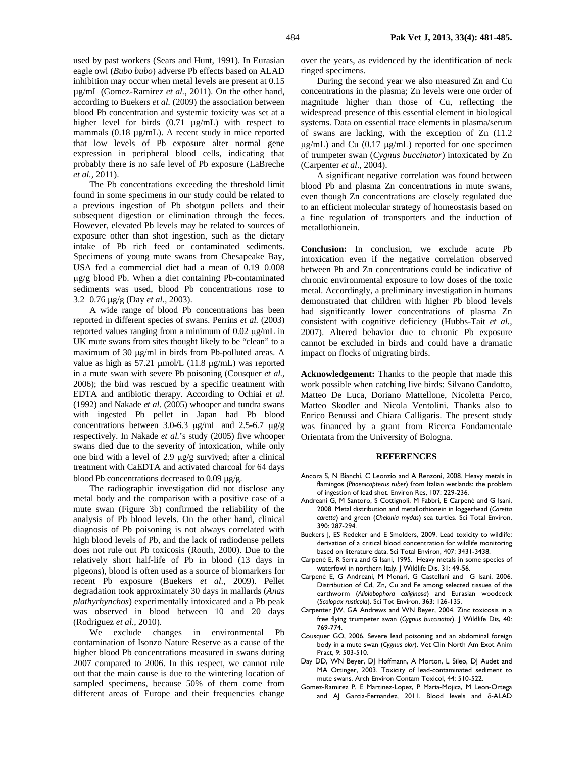used by past workers (Sears and Hunt, 1991). In Eurasian eagle owl (*Bubo bubo*) adverse Pb effects based on ALAD inhibition may occur when metal levels are present at 0.15 μg/mL (Gomez-Ramirez *et al.,* 2011). On the other hand, according to Buekers *et al.* (2009) the association between blood Pb concentration and systemic toxicity was set at a higher level for birds (0.71 μg/mL) with respect to mammals (0.18 μg/mL). A recent study in mice reported that low levels of Pb exposure alter normal gene expression in peripheral blood cells, indicating that probably there is no safe level of Pb exposure (LaBreche *et al.,* 2011).

The Pb concentrations exceeding the threshold limit found in some specimens in our study could be related to a previous ingestion of Pb shotgun pellets and their subsequent digestion or elimination through the feces. However, elevated Pb levels may be related to sources of exposure other than shot ingestion, such as the dietary intake of Pb rich feed or contaminated sediments. Specimens of young mute swans from Chesapeake Bay, USA fed a commercial diet had a mean of 0.19±0.008 μg/g blood Pb. When a diet containing Pb-contaminated sediments was used, blood Pb concentrations rose to 3.2±0.76 μg/g (Day *et al.,* 2003).

A wide range of blood Pb concentrations has been reported in different species of swans. Perrins *et al.* (2003) reported values ranging from a minimum of 0.02 μg/mL in UK mute swans from sites thought likely to be "clean" to a maximum of 30 μg/ml in birds from Pb-polluted areas. A value as high as 57.21 μmol/L (11.8 μg/mL) was reported in a mute swan with severe Pb poisoning (Cousquer *et al.,* 2006); the bird was rescued by a specific treatment with EDTA and antibiotic therapy. According to Ochiai *et al.* (1992) and Nakade *et al.* (2005) whooper and tundra swans with ingested Pb pellet in Japan had Pb blood concentrations between 3.0-6.3 μg/mL and 2.5-6.7 μg/g respectively. In Nakade *et al.*'s study (2005) five whooper swans died due to the severity of intoxication, while only one bird with a level of 2.9 μg/g survived; after a clinical treatment with CaEDTA and activated charcoal for 64 days blood Pb concentrations decreased to 0.09 μg/g.

The radiographic investigation did not disclose any metal body and the comparison with a positive case of a mute swan (Figure 3b) confirmed the reliability of the analysis of Pb blood levels. On the other hand, clinical diagnosis of Pb poisoning is not always correlated with high blood levels of Pb, and the lack of radiodense pellets does not rule out Pb toxicosis (Routh, 2000). Due to the relatively short half-life of Pb in blood (13 days in pigeons), blood is often used as a source of biomarkers for recent Pb exposure (Buekers *et al.,* 2009). Pellet degradation took approximately 30 days in mallards (*Anas plathyrhynchos*) experimentally intoxicated and a Pb peak was observed in blood between 10 and 20 days (Rodriguez *et al.,* 2010).

We exclude changes in environmental Pb contamination of Isonzo Nature Reserve as a cause of the higher blood Pb concentrations measured in swans during 2007 compared to 2006. In this respect, we cannot rule out that the main cause is due to the wintering location of sampled specimens, because 50% of them come from different areas of Europe and their frequencies change over the years, as evidenced by the identification of neck ringed specimens.

During the second year we also measured Zn and Cu concentrations in the plasma; Zn levels were one order of magnitude higher than those of Cu, reflecting the widespread presence of this essential element in biological systems. Data on essential trace elements in plasma/serum of swans are lacking, with the exception of Zn (11.2 μg/mL) and Cu (0.17 μg/mL) reported for one specimen of trumpeter swan (*Cygnus buccinator*) intoxicated by Zn (Carpenter *et al.,* 2004).

A significant negative correlation was found between blood Pb and plasma Zn concentrations in mute swans, even though Zn concentrations are closely regulated due to an efficient molecular strategy of homeostasis based on a fine regulation of transporters and the induction of metallothionein.

**Conclusion:** In conclusion, we exclude acute Pb intoxication even if the negative correlation observed between Pb and Zn concentrations could be indicative of chronic environmental exposure to low doses of the toxic metal. Accordingly, a preliminary investigation in humans demonstrated that children with higher Pb blood levels had significantly lower concentrations of plasma Zn consistent with cognitive deficiency (Hubbs-Tait *et al.,* 2007). Altered behavior due to chronic Pb exposure cannot be excluded in birds and could have a dramatic impact on flocks of migrating birds.

**Acknowledgement:** Thanks to the people that made this work possible when catching live birds: Silvano Candotto, Matteo De Luca, Doriano Mattellone, Nicoletta Perco, Matteo Skodler and Nicola Ventolini. Thanks also to Enrico Benussi and Chiara Calligaris. The present study was financed by a grant from Ricerca Fondamentale Orientata from the University of Bologna.

## REFERENCES

Ancora S, N Bianchi, C Leonzio and A Renzoni, 2008. Heavy metals in flamingos (*Phoenicopterus ruber*) from Italian wetlands: the problem of ingestion of lead shot. Environ Res, 107: 229-236.

Andreani G, M Santoro, S Cottignoli, M Fabbri, E Carpenè and G Isani, 2008. Metal distribution and metallothionein in loggerhead (*Caretta caretta*) and green (*Chelonia mydas*) sea turtles. Sci Total Environ, 390: 287-294.

Buekers J, ES Redeker and E Smolders, 2009. Lead toxicity to wildlife: derivation of a critical blood concentration for wildlife monitoring based on literature data. Sci Total Environ, 407: 3431-3438.

Carpenè E, R Serra and G Isani, 1995. Heavy metals in some species of waterfowl in northern Italy. J Wildlife Dis, 31: 49-56.

Carpenè E, G Andreani, M Monari, G Castellani and G Isani, 2006. Distribution of Cd, Zn, Cu and Fe among selected tissues of the earthworm (*Allolobophora caliginosa*) and Eurasian woodcock (*Scolopax rusticola*). Sci Tot Environ, 363: 126-135.

Carpenter JW, GA Andrews and WN Beyer, 2004. Zinc toxicosis in a free flying trumpeter swan (*Cygnus buccinator*). J Wildlife Dis, 40: 769-774.

Cousquer GO, 2006. Severe lead poisoning and an abdominal foreign body in a mute swan (*Cygnus olor*). Vet Clin North Am Exot Anim Pract, 9: 503-510.

Day DD, WN Beyer, DJ Hoffmann, A Morton, L Sileo, DJ Audet and MA Ottinger, 2003. Toxicity of lead-contaminated sediment to mute swans. Arch Environ Contam Toxicol, 44: 510-522.

Gomez-Ramirez P, E Martinez-Lopez, P Maria-Mojica, M Leon-Ortega and AJ Garcia-Fernandez, 2011. Blood levels and δ-ALAD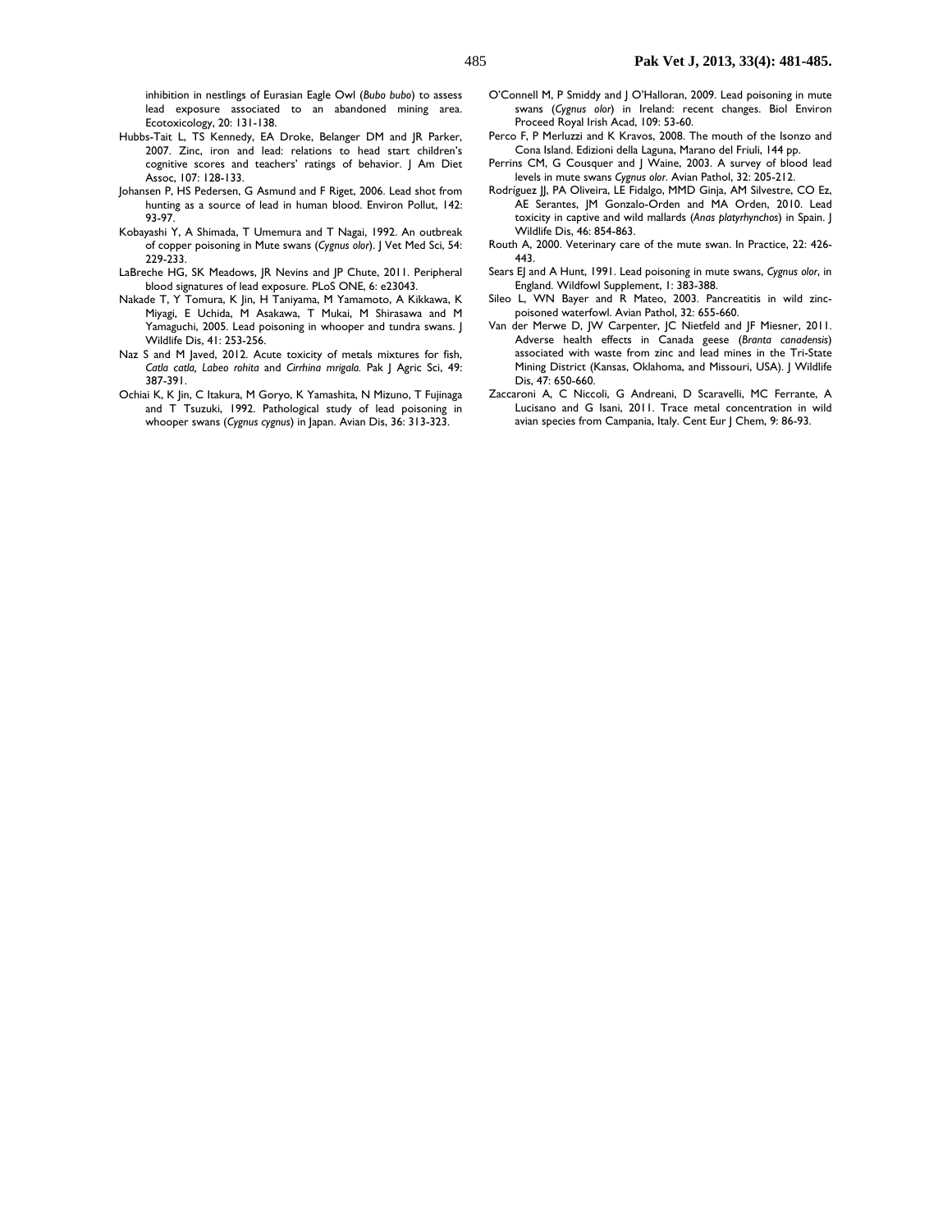inhibition in nestlings of Eurasian Eagle Owl (*Bubo bubo*) to assess lead exposure associated to an abandoned mining area. Ecotoxicology, 20: 131-138.

Hubbs-Tait L, TS Kennedy, EA Droke, Belanger DM and JR Parker, 2007. Zinc, iron and lead: relations to head start children's cognitive scores and teachers' ratings of behavior. J Am Diet Assoc, 107: 128-133.

Johansen P, HS Pedersen, G Asmund and F Riget, 2006. Lead shot from hunting as a source of lead in human blood. Environ Pollut, 142: 93-97.

Kobayashi Y, A Shimada, T Umemura and T Nagai, 1992. An outbreak of copper poisoning in Mute swans (*Cygnus olor*). J Vet Med Sci, 54: 229-233.

LaBreche HG, SK Meadows, JR Nevins and JP Chute, 2011. Peripheral blood signatures of lead exposure. PLoS ONE, 6: e23043.

Nakade T, Y Tomura, K Jin, H Taniyama, M Yamamoto, A Kikkawa, K Miyagi, E Uchida, M Asakawa, T Mukai, M Shirasawa and M Yamaguchi, 2005. Lead poisoning in whooper and tundra swans. J Wildlife Dis, 41: 253-256.

Naz S and M Javed, 2012. Acute toxicity of metals mixtures for fish, *Catla catla, Labeo rohita* and *Cirrhina mrigala*. Pak J Agric Sci, 49: 387-391.

Ochiai K, K Jin, C Itakura, M Goryo, K Yamashita, N Mizuno, T Fujinaga and T Tsuzuki, 1992. Pathological study of lead poisoning in whooper swans (*Cygnus cygnus*) in Japan. Avian Dis, 36: 313-323.

O'Connell M, P Smiddy and J O'Halloran, 2009. Lead poisoning in mute swans (*Cygnus olor*) in Ireland: recent changes. Biol Environ Proceed Royal Irish Acad, 109: 53-60.

Perco F, P Merluzzi and K Kravos, 2008. The mouth of the Isonzo and Cona Island. Edizioni della Laguna, Marano del Friuli, 144 pp.

Perrins CM, G Cousquer and J Waine, 2003. A survey of blood lead levels in mute swans *Cygnus olor*. Avian Pathol, 32: 205-212.

Rodríguez JJ, PA Oliveira, LE Fidalgo, MMD Ginja, AM Silvestre, CO Ez, AE Serantes, JM Gonzalo-Orden and MA Orden, 2010. Lead toxicity in captive and wild mallards (*Anas platyrhynchos*) in Spain. J Wildlife Dis, 46: 854-863.

Routh A, 2000. Veterinary care of the mute swan. In Practice, 22: 426-443.

Sears EJ and A Hunt, 1991. Lead poisoning in mute swans, *Cygnus olor*, in England. Wildfowl Supplement, 1: 383-388.

Sileo L, WN Bayer and R Mateo, 2003. Pancreatitis in wild zinc-poisoned waterfowl. Avian Pathol, 32: 655-660.

Van der Merwe D, JW Carpenter, JC Nietfeld and JF Miesner, 2011. Adverse health effects in Canada geese (*Branta canadensis*) associated with waste from zinc and lead mines in the Tri-State Mining District (Kansas, Oklahoma, and Missouri, USA). J Wildlife Dis, 47: 650-660.

Zaccaroni A, C Niccoli, G Andreani, D Scaravelli, MC Ferrante, A Lucisano and G Isani, 2011. Trace metal concentration in wild avian species from Campania, Italy. Cent Eur J Chem, 9: 86-93.